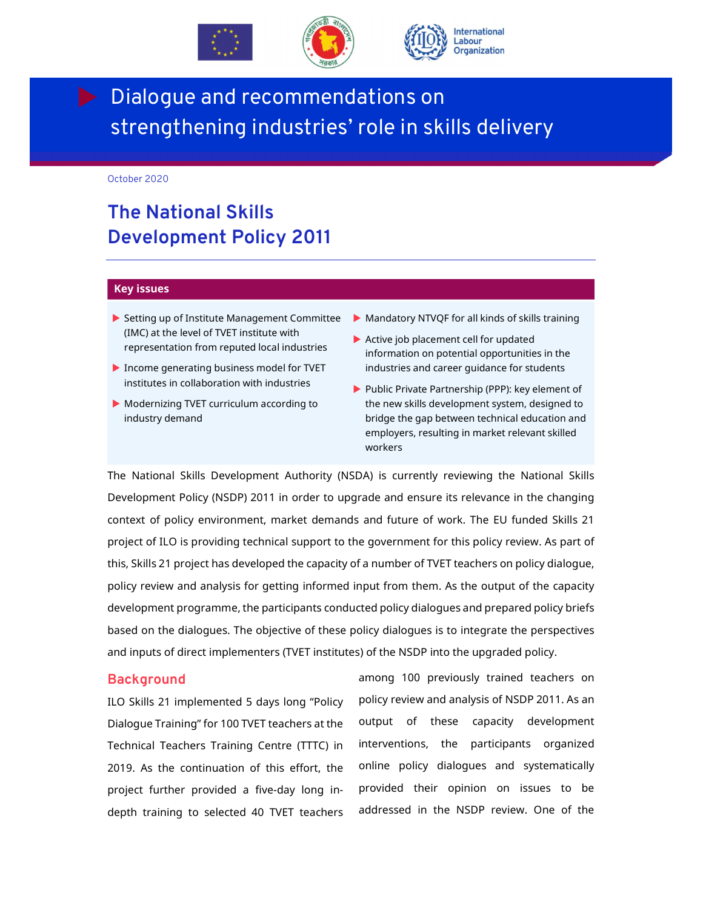# Dialogue and recommendations on strengthening industries' role in skills delivery

October 2020

## The National Skills Development Policy 2011

### Key issues

- Setting up of Institute Management Committee (IMC) at the level of TVET institute with representation from reputed local industries
- Income generating business model for TVET institutes in collaboration with industries
- Modernizing TVET curriculum according to industry demand
- Mandatory NTVQF for all kinds of skills training
- Active job placement cell for updated information on potential opportunities in the industries and career guidance for students
- Public Private Partnership (PPP): key element of the new skills development system, designed to bridge the gap between technical education and employers, resulting in market relevant skilled workers

The National Skills Development Authority (NSDA) is currently reviewing the National Skills Development Policy (NSDP) 2011 in order to upgrade and ensure its relevance in the changing context of policy environment, market demands and future of work. The EU funded Skills 21 project of ILO is providing technical support to the government for this policy review. As part of this, Skills 21 project has developed the capacity of a number of TVET teachers on policy dialogue, policy review and analysis for getting informed input from them. As the output of the capacity development programme, the participants conducted policy dialogues and prepared policy briefs based on the dialogues. The objective of these policy dialogues is to integrate the perspectives and inputs of direct implementers (TVET institutes) of the NSDP into the upgraded policy.

### Background

ILO Skills 21 implemented 5 days long "Policy Dialogue Training" for 100 TVET teachers at the Technical Teachers Training Centre (TTTC) in 2019. As the continuation of this effort, the project further provided a five-day long in-depth training to selected 40 TVET teachers among 100 previously trained teachers on policy review and analysis of NSDP 2011. As an output of these capacity development interventions, the participants organized online policy dialogues and systematically provided their opinion on issues to be addressed in the NSDP review. One of the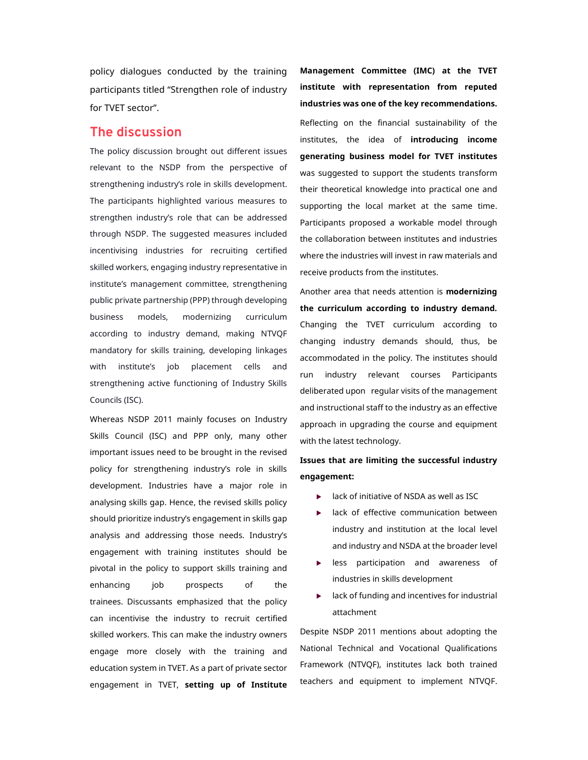policy dialogues conducted by the training participants titled "Strengthen role of industry for TVET sector".

## The discussion

The policy discussion brought out different issues relevant to the NSDP from the perspective of strengthening industry's role in skills development. The participants highlighted various measures to strengthen industry's role that can be addressed through NSDP. The suggested measures included incentivising industries for recruiting certified skilled workers, engaging industry representative in institute's management committee, strengthening public private partnership (PPP) through developing business models, modernizing curriculum according to industry demand, making NTVQF mandatory for skills training, developing linkages with institute's job placement cells and strengthening active functioning of Industry Skills Councils (ISC).

Whereas NSDP 2011 mainly focuses on Industry Skills Council (ISC) and PPP only, many other important issues need to be brought in the revised policy for strengthening industry's role in skills development. Industries have a major role in analysing skills gap. Hence, the revised skills policy should prioritize industry's engagement in skills gap analysis and addressing those needs. Industry's engagement with training institutes should be pivotal in the policy to support skills training and enhancing job prospects of the trainees. Discussants emphasized that the policy can incentivise the industry to recruit certified skilled workers. This can make the industry owners engage more closely with the training and education system in TVET. As a part of private sector engagement in TVET, **setting up of Institute Management Committee (IMC) at the TVET institute with representation from reputed industries was one of the key recommendations.**

Reflecting on the financial sustainability of the institutes, the idea of **introducing income generating business model for TVET institutes** was suggested to support the students transform their theoretical knowledge into practical one and supporting the local market at the same time. Participants proposed a workable model through the collaboration between institutes and industries where the industries will invest in raw materials and receive products from the institutes.

Another area that needs attention is **modernizing the curriculum according to industry demand.** Changing the TVET curriculum according to changing industry demands should, thus, be accommodated in the policy. The institutes should run industry relevant courses Participants deliberated upon regular visits of the management and instructional staff to the industry as an effective approach in upgrading the course and equipment with the latest technology.

**Issues that are limiting the successful industry engagement:**

- lack of initiative of NSDA as well as ISC
- lack of effective communication between industry and institution at the local level and industry and NSDA at the broader level
- less participation and awareness of industries in skills development
- lack of funding and incentives for industrial attachment

Despite NSDP 2011 mentions about adopting the National Technical and Vocational Qualifications Framework (NTVQF), institutes lack both trained teachers and equipment to implement NTVQF.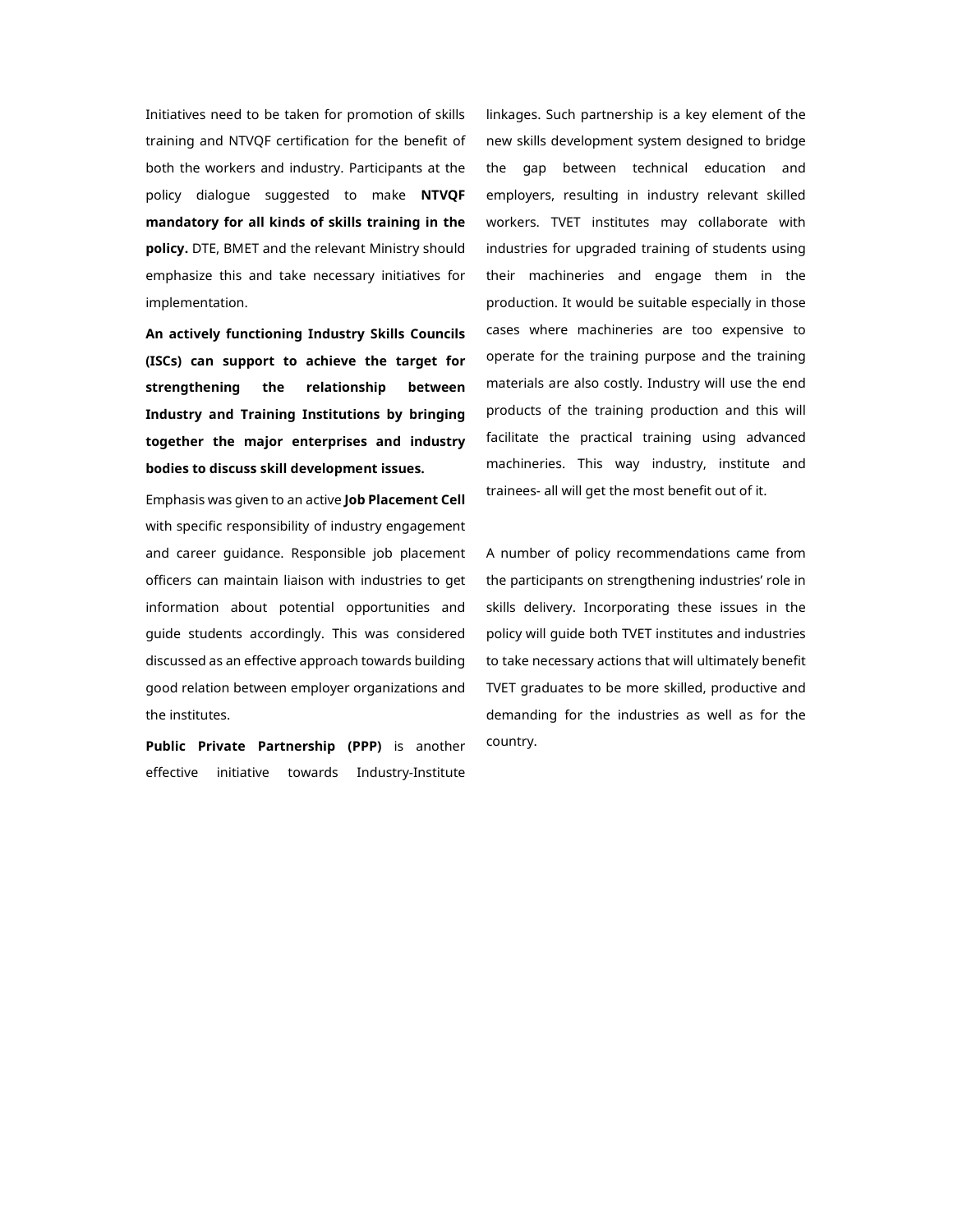Initiatives need to be taken for promotion of skills training and NTVQF certification for the benefit of both the workers and industry. Participants at the policy dialogue suggested to make **NTVQF mandatory for all kinds of skills training in the policy.** DTE, BMET and the relevant Ministry should emphasize this and take necessary initiatives for implementation.

**An actively functioning Industry Skills Councils (ISCs) can support to achieve the target for strengthening the relationship between Industry and Training Institutions by bringing together the major enterprises and industry bodies to discuss skill development issues.**

Emphasis was given to an active **Job Placement Cell** with specific responsibility of industry engagement and career guidance. Responsible job placement officers can maintain liaison with industries to get information about potential opportunities and guide students accordingly. This was considered discussed as an effective approach towards building good relation between employer organizations and the institutes.

**Public Private Partnership (PPP)** is another effective initiative towards Industry-Institute linkages. Such partnership is a key element of the new skills development system designed to bridge the gap between technical education and employers, resulting in industry relevant skilled workers. TVET institutes may collaborate with industries for upgraded training of students using their machineries and engage them in the production. It would be suitable especially in those cases where machineries are too expensive to operate for the training purpose and the training materials are also costly. Industry will use the end products of the training production and this will facilitate the practical training using advanced machineries. This way industry, institute and trainees- all will get the most benefit out of it.

A number of policy recommendations came from the participants on strengthening industries' role in skills delivery. Incorporating these issues in the policy will guide both TVET institutes and industries to take necessary actions that will ultimately benefit TVET graduates to be more skilled, productive and demanding for the industries as well as for the country.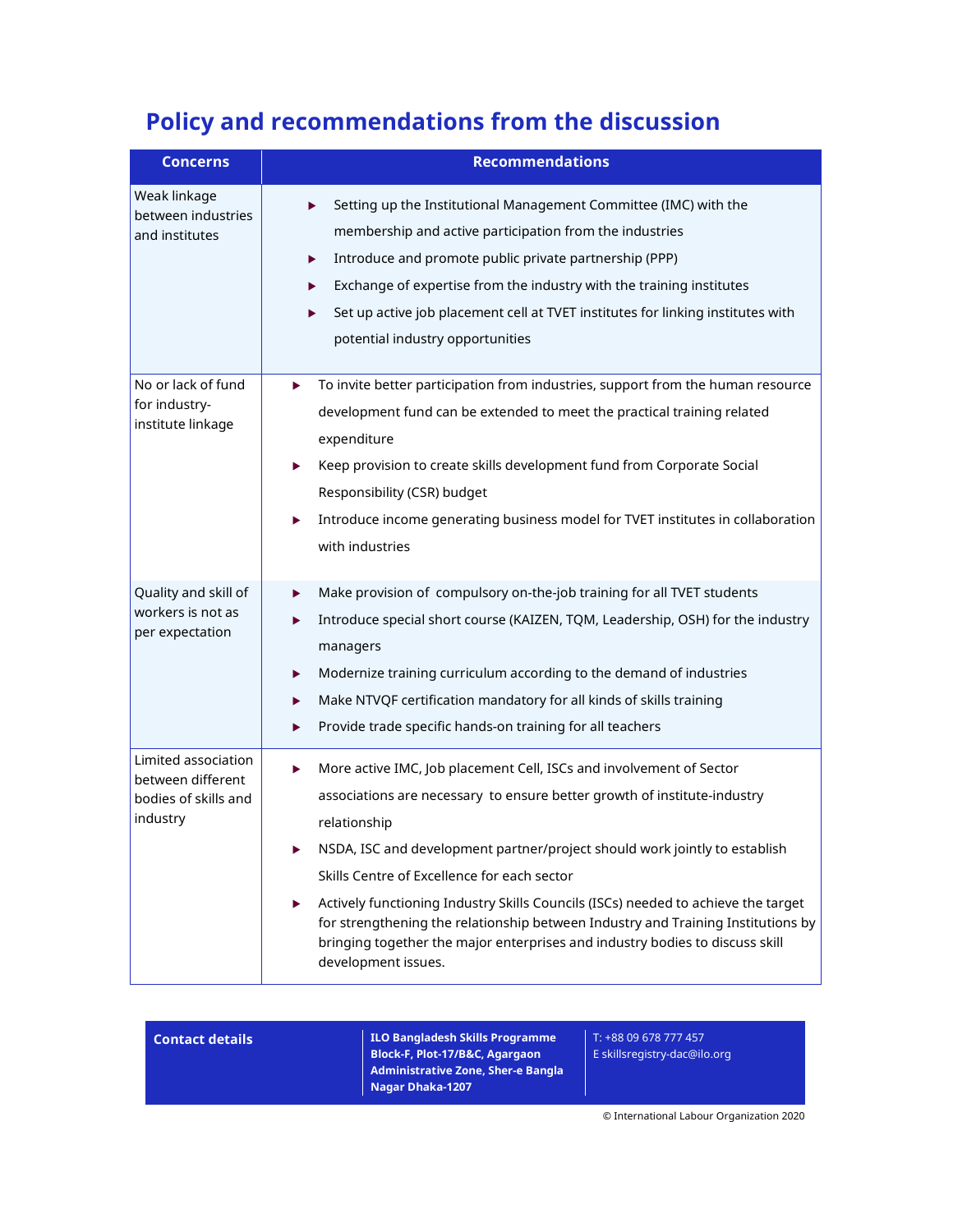# Policy and recommendations from the discussion

| Concerns | Recommendations |
|---|---|
| Weak linkage between industries and institutes | ▶ Setting up the Institutional Management Committee (IMC) with the membership and active participation from the industries<br>▶ Introduce and promote public private partnership (PPP)<br>▶ Exchange of expertise from the industry with the training institutes<br>▶ Set up active job placement cell at TVET institutes for linking institutes with potential industry opportunities |
| No or lack of fund for industry-institute linkage | ▶ To invite better participation from industries, support from the human resource development fund can be extended to meet the practical training related expenditure<br>▶ Keep provision to create skills development fund from Corporate Social Responsibility (CSR) budget<br>▶ Introduce income generating business model for TVET institutes in collaboration with industries |
| Quality and skill of workers is not as per expectation | ▶ Make provision of compulsory on-the-job training for all TVET students<br>▶ Introduce special short course (KAIZEN, TQM, Leadership, OSH) for the industry managers<br>▶ Modernize training curriculum according to the demand of industries<br>▶ Make NTVQF certification mandatory for all kinds of skills training<br>▶ Provide trade specific hands-on training for all teachers |
| Limited association between different bodies of skills and industry | ▶ More active IMC, Job placement Cell, ISCs and involvement of Sector associations are necessary to ensure better growth of institute-industry relationship<br>▶ NSDA, ISC and development partner/project should work jointly to establish Skills Centre of Excellence for each sector<br>▶ Actively functioning Industry Skills Councils (ISCs) needed to achieve the target for strengthening the relationship between Industry and Training Institutions by bringing together the major enterprises and industry bodies to discuss skill development issues. |

**Contact details**

**ILO Bangladesh Skills Programme**
**Block-F, Plot-17/B&C, Agargaon Administrative Zone, Sher-e Bangla Nagar Dhaka-1207**

T: +88 09 678 777 457
E skillsregistry-dac@ilo.org

© International Labour Organization 2020